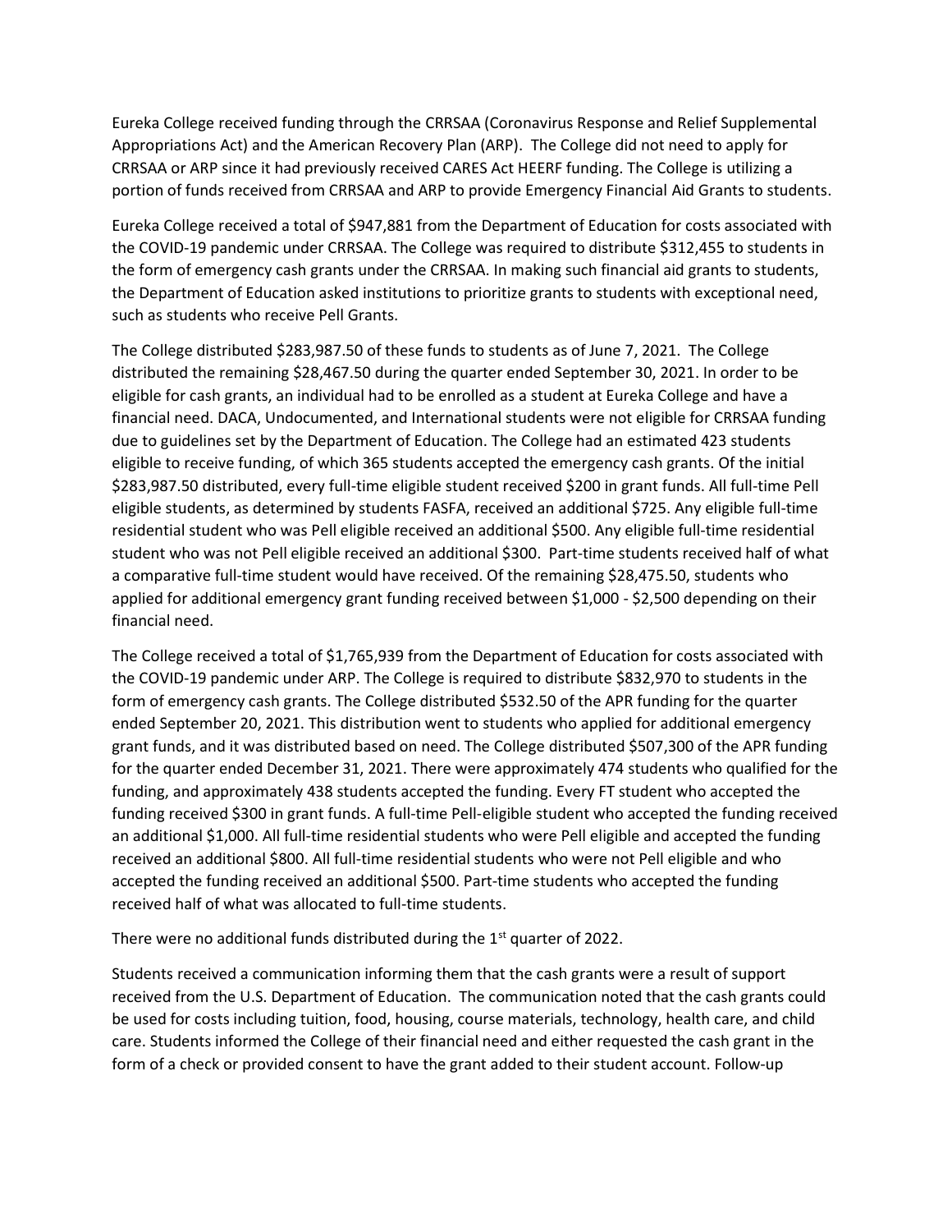Eureka College received funding through the CRRSAA (Coronavirus Response and Relief Supplemental Appropriations Act) and the American Recovery Plan (ARP). The College did not need to apply for CRRSAA or ARP since it had previously received CARES Act HEERF funding. The College is utilizing a portion of funds received from CRRSAA and ARP to provide Emergency Financial Aid Grants to students.

Eureka College received a total of $947,881 from the Department of Education for costs associated with the COVID-19 pandemic under CRRSAA. The College was required to distribute $312,455 to students in the form of emergency cash grants under the CRRSAA. In making such financial aid grants to students, the Department of Education asked institutions to prioritize grants to students with exceptional need, such as students who receive Pell Grants.

The College distributed $283,987.50 of these funds to students as of June 7, 2021. The College distributed the remaining $28,467.50 during the quarter ended September 30, 2021. In order to be eligible for cash grants, an individual had to be enrolled as a student at Eureka College and have a financial need. DACA, Undocumented, and International students were not eligible for CRRSAA funding due to guidelines set by the Department of Education. The College had an estimated 423 students eligible to receive funding, of which 365 students accepted the emergency cash grants. Of the initial $283,987.50 distributed, every full-time eligible student received $200 in grant funds. All full-time Pell eligible students, as determined by students FASFA, received an additional $725. Any eligible full-time residential student who was Pell eligible received an additional $500. Any eligible full-time residential student who was not Pell eligible received an additional $300. Part-time students received half of what a comparative full-time student would have received. Of the remaining $28,475.50, students who applied for additional emergency grant funding received between $1,000 - $2,500 depending on their financial need.

The College received a total of $1,765,939 from the Department of Education for costs associated with the COVID-19 pandemic under ARP. The College is required to distribute $832,970 to students in the form of emergency cash grants. The College distributed $532.50 of the APR funding for the quarter ended September 20, 2021. This distribution went to students who applied for additional emergency grant funds, and it was distributed based on need. The College distributed $507,300 of the APR funding for the quarter ended December 31, 2021. There were approximately 474 students who qualified for the funding, and approximately 438 students accepted the funding. Every FT student who accepted the funding received $300 in grant funds. A full-time Pell-eligible student who accepted the funding received an additional $1,000. All full-time residential students who were Pell eligible and accepted the funding received an additional $800. All full-time residential students who were not Pell eligible and who accepted the funding received an additional $500. Part-time students who accepted the funding received half of what was allocated to full-time students.

There were no additional funds distributed during the 1st quarter of 2022.

Students received a communication informing them that the cash grants were a result of support received from the U.S. Department of Education. The communication noted that the cash grants could be used for costs including tuition, food, housing, course materials, technology, health care, and child care. Students informed the College of their financial need and either requested the cash grant in the form of a check or provided consent to have the grant added to their student account. Follow-up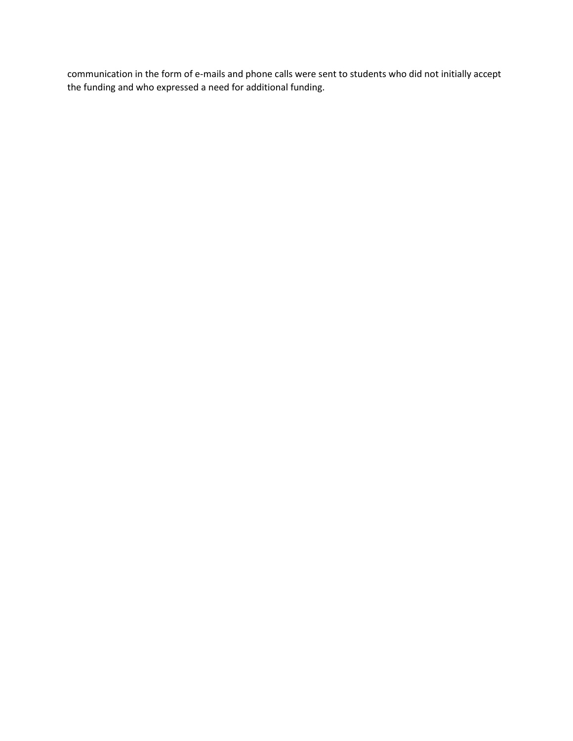communication in the form of e-mails and phone calls were sent to students who did not initially accept the funding and who expressed a need for additional funding.